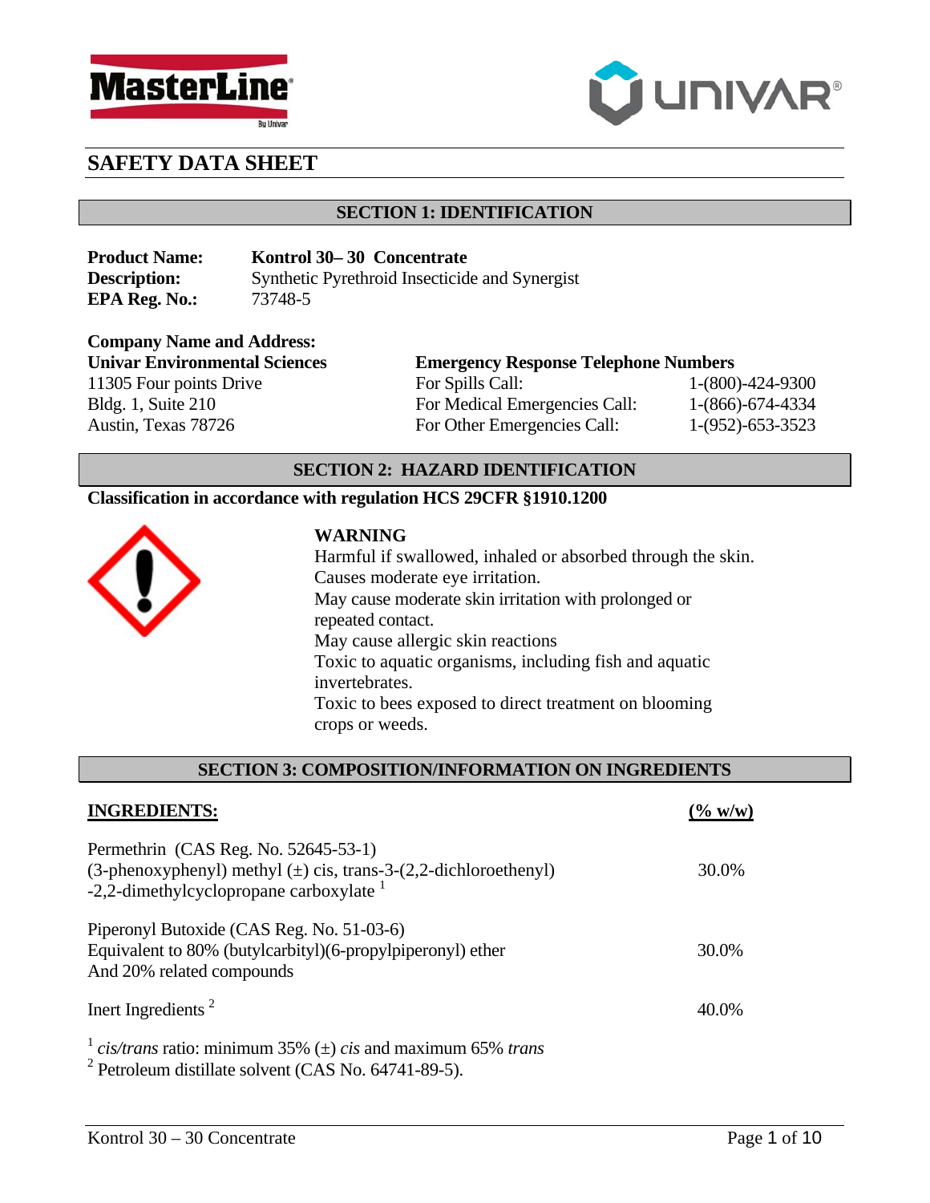# SAFETY DATA SHEET

## SECTION 1: IDENTIFICATION

**Product Name:** **Kontrol 30– 30 Concentrate**
**Description:** Synthetic Pyrethroid Insecticide and Synergist
**EPA Reg. No.:** 73748-5

**Company Name and Address:**
**Univar Environmental Sciences**
11305 Four points Drive
Bldg. 1, Suite 210
Austin, Texas 78726

**Emergency Response Telephone Numbers**

| | |
|---|---|
| For Spills Call: | 1-(800)-424-9300 |
| For Medical Emergencies Call: | 1-(866)-674-4334 |
| For Other Emergencies Call: | 1-(952)-653-3523 |

## SECTION 2: HAZARD IDENTIFICATION

**Classification in accordance with regulation HCS 29CFR §1910.1200**

**WARNING**
Harmful if swallowed, inhaled or absorbed through the skin.
Causes moderate eye irritation.
May cause moderate skin irritation with prolonged or repeated contact.
May cause allergic skin reactions
Toxic to aquatic organisms, including fish and aquatic invertebrates.
Toxic to bees exposed to direct treatment on blooming crops or weeds.

## SECTION 3: COMPOSITION/INFORMATION ON INGREDIENTS

| **INGREDIENTS:** | **(% w/w)** |
|---|---|
| Permethrin (CAS Reg. No. 52645-53-1) (3-phenoxyphenyl) methyl (±) cis, trans-3-(2,2-dichloroethenyl) -2,2-dimethylcyclopropane carboxylate [1] | 30.0% |
| Piperonyl Butoxide (CAS Reg. No. 51-03-6) Equivalent to 80% (butylcarbityl)(6-propylpiperonyl) ether And 20% related compounds | 30.0% |
| Inert Ingredients [2] | 40.0% |

[1] *cis/trans* ratio: minimum 35% (±) *cis* and maximum 65% *trans*
[2] Petroleum distillate solvent (CAS No. 64741-89-5).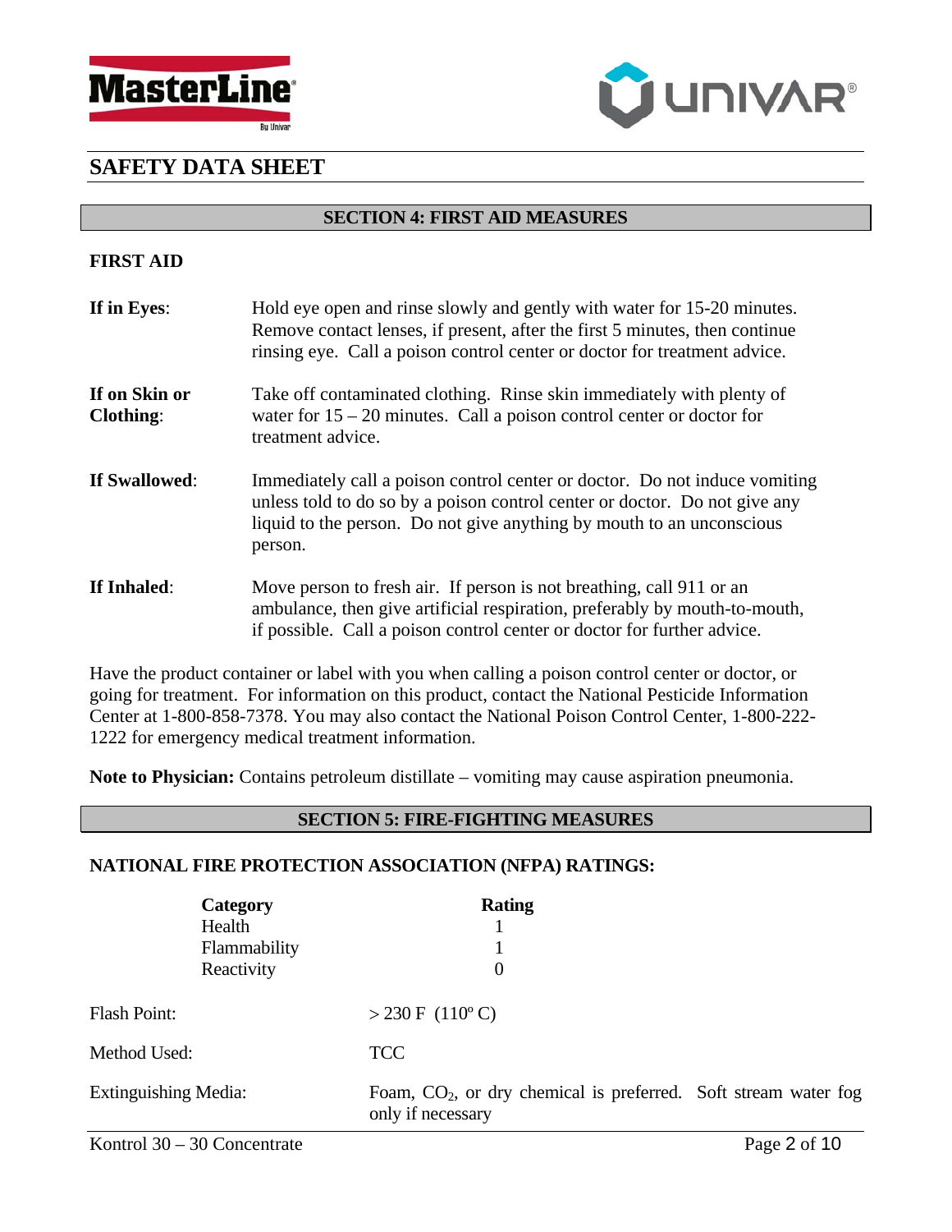# SAFETY DATA SHEET

## SECTION 4: FIRST AID MEASURES

### FIRST AID

**If in Eyes**: Hold eye open and rinse slowly and gently with water for 15-20 minutes. Remove contact lenses, if present, after the first 5 minutes, then continue rinsing eye. Call a poison control center or doctor for treatment advice.

**If on Skin or Clothing**: Take off contaminated clothing. Rinse skin immediately with plenty of water for 15 – 20 minutes. Call a poison control center or doctor for treatment advice.

**If Swallowed**: Immediately call a poison control center or doctor. Do not induce vomiting unless told to do so by a poison control center or doctor. Do not give any liquid to the person. Do not give anything by mouth to an unconscious person.

**If Inhaled**: Move person to fresh air. If person is not breathing, call 911 or an ambulance, then give artificial respiration, preferably by mouth-to-mouth, if possible. Call a poison control center or doctor for further advice.

Have the product container or label with you when calling a poison control center or doctor, or going for treatment. For information on this product, contact the National Pesticide Information Center at 1-800-858-7378. You may also contact the National Poison Control Center, 1-800-222-1222 for emergency medical treatment information.

**Note to Physician:** Contains petroleum distillate – vomiting may cause aspiration pneumonia.

## SECTION 5: FIRE-FIGHTING MEASURES

### NATIONAL FIRE PROTECTION ASSOCIATION (NFPA) RATINGS:

| Category | Rating |
|---|---|
| Health | 1 |
| Flammability | 1 |
| Reactivity | 0 |

Flash Point: > 230 F (110º C)

Method Used: TCC

Extinguishing Media: Foam, $CO_2$, or dry chemical is preferred. Soft stream water fog only if necessary

Kontrol 30 – 30 Concentrate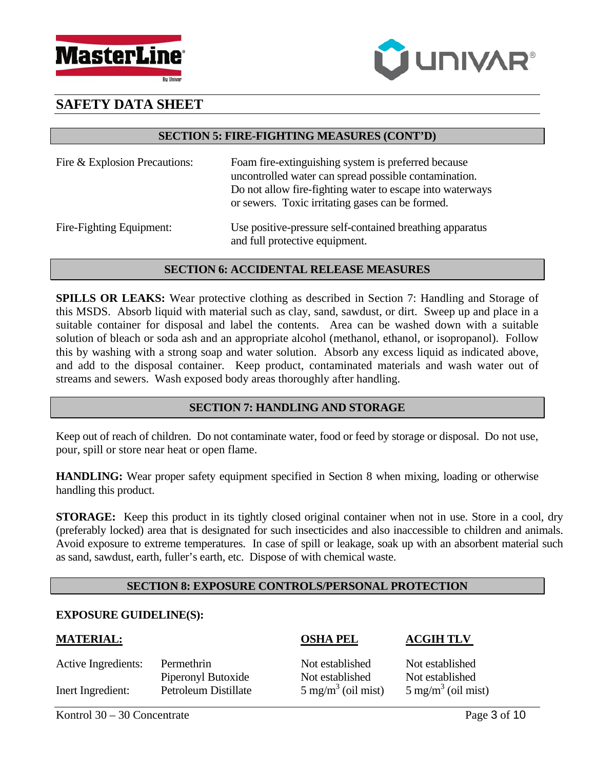# SAFETY DATA SHEET

## SECTION 5: FIRE-FIGHTING MEASURES (CONT'D)

| | |
|---|---|
| Fire & Explosion Precautions: | Foam fire-extinguishing system is preferred because uncontrolled water can spread possible contamination. Do not allow fire-fighting water to escape into waterways or sewers. Toxic irritating gases can be formed. |
| Fire-Fighting Equipment: | Use positive-pressure self-contained breathing apparatus and full protective equipment. |

## SECTION 6: ACCIDENTAL RELEASE MEASURES

**SPILLS OR LEAKS:** Wear protective clothing as described in Section 7: Handling and Storage of this MSDS. Absorb liquid with material such as clay, sand, sawdust, or dirt. Sweep up and place in a suitable container for disposal and label the contents. Area can be washed down with a suitable solution of bleach or soda ash and an appropriate alcohol (methanol, ethanol, or isopropanol). Follow this by washing with a strong soap and water solution. Absorb any excess liquid as indicated above, and add to the disposal container. Keep product, contaminated materials and wash water out of streams and sewers. Wash exposed body areas thoroughly after handling.

## SECTION 7: HANDLING AND STORAGE

Keep out of reach of children. Do not contaminate water, food or feed by storage or disposal. Do not use, pour, spill or store near heat or open flame.

**HANDLING:** Wear proper safety equipment specified in Section 8 when mixing, loading or otherwise handling this product.

**STORAGE:** Keep this product in its tightly closed original container when not in use. Store in a cool, dry (preferably locked) area that is designated for such insecticides and also inaccessible to children and animals. Avoid exposure to extreme temperatures. In case of spill or leakage, soak up with an absorbent material such as sand, sawdust, earth, fuller's earth, etc. Dispose of with chemical waste.

## SECTION 8: EXPOSURE CONTROLS/PERSONAL PROTECTION

**EXPOSURE GUIDELINE(S):**

| **MATERIAL:** | | **OSHA PEL** | **ACGIH TLV** |
|---|---|---|---|
| Active Ingredients: | Permethrin | Not established | Not established |
| | Piperonyl Butoxide | Not established | Not established |
| Inert Ingredient: | Petroleum Distillate | 5 mg/m$^3$ (oil mist) | 5 mg/m$^3$ (oil mist) |

Kontrol 30 – 30 Concentrate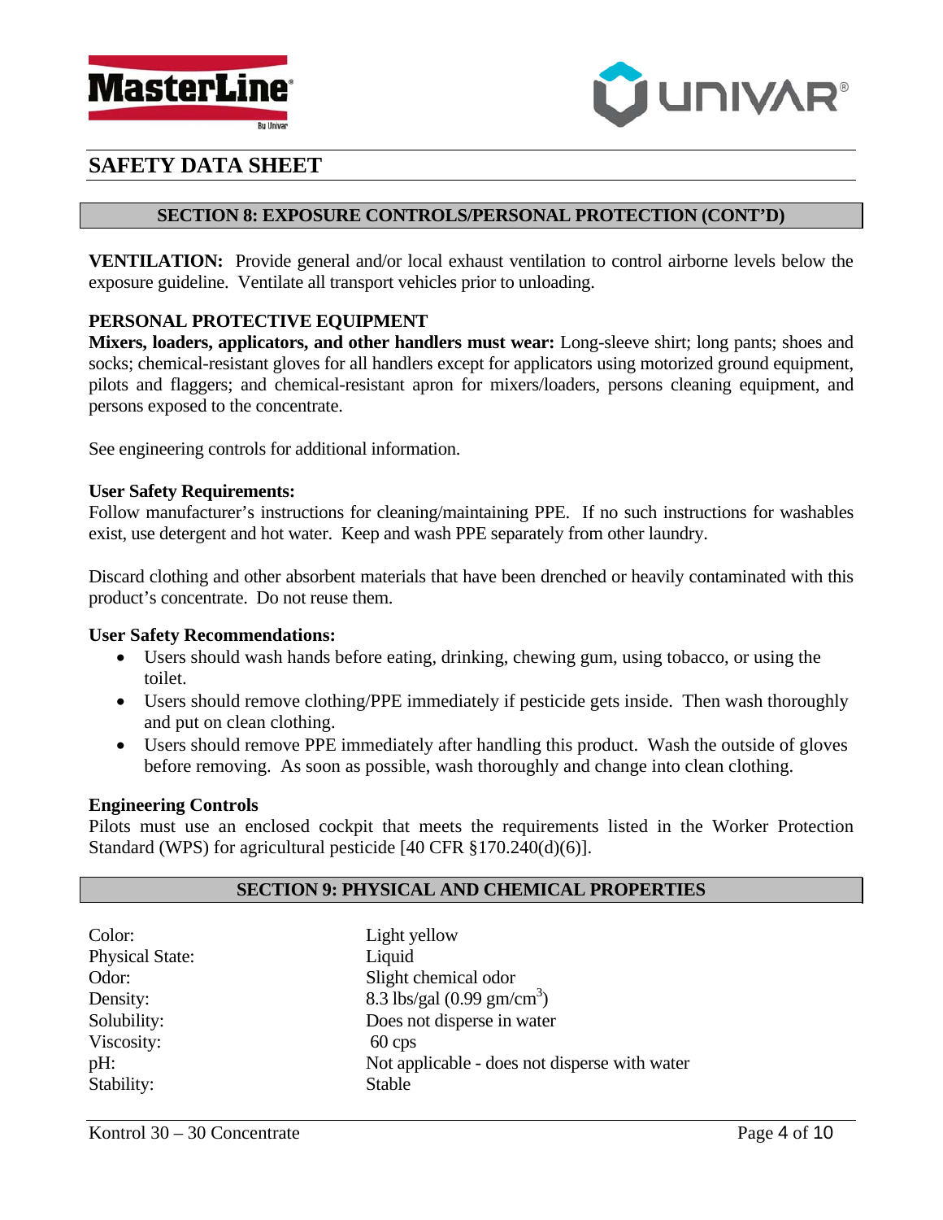# SAFETY DATA SHEET

## SECTION 8: EXPOSURE CONTROLS/PERSONAL PROTECTION (CONT'D)

**VENTILATION:** Provide general and/or local exhaust ventilation to control airborne levels below the exposure guideline. Ventilate all transport vehicles prior to unloading.

### PERSONAL PROTECTIVE EQUIPMENT

**Mixers, loaders, applicators, and other handlers must wear:** Long-sleeve shirt; long pants; shoes and socks; chemical-resistant gloves for all handlers except for applicators using motorized ground equipment, pilots and flaggers; and chemical-resistant apron for mixers/loaders, persons cleaning equipment, and persons exposed to the concentrate.

See engineering controls for additional information.

**User Safety Requirements:**

Follow manufacturer's instructions for cleaning/maintaining PPE. If no such instructions for washables exist, use detergent and hot water. Keep and wash PPE separately from other laundry.

Discard clothing and other absorbent materials that have been drenched or heavily contaminated with this product's concentrate. Do not reuse them.

**User Safety Recommendations:**

- Users should wash hands before eating, drinking, chewing gum, using tobacco, or using the toilet.
- Users should remove clothing/PPE immediately if pesticide gets inside. Then wash thoroughly and put on clean clothing.
- Users should remove PPE immediately after handling this product. Wash the outside of gloves before removing. As soon as possible, wash thoroughly and change into clean clothing.

**Engineering Controls**

Pilots must use an enclosed cockpit that meets the requirements listed in the Worker Protection Standard (WPS) for agricultural pesticide [40 CFR §170.240(d)(6)].

## SECTION 9: PHYSICAL AND CHEMICAL PROPERTIES

| | |
|---|---|
| Color: | Light yellow |
| Physical State: | Liquid |
| Odor: | Slight chemical odor |
| Density: | 8.3 lbs/gal (0.99 gm/$cm^3$) |
| Solubility: | Does not disperse in water |
| Viscosity: | 60 cps |
| pH: | Not applicable - does not disperse with water |
| Stability: | Stable |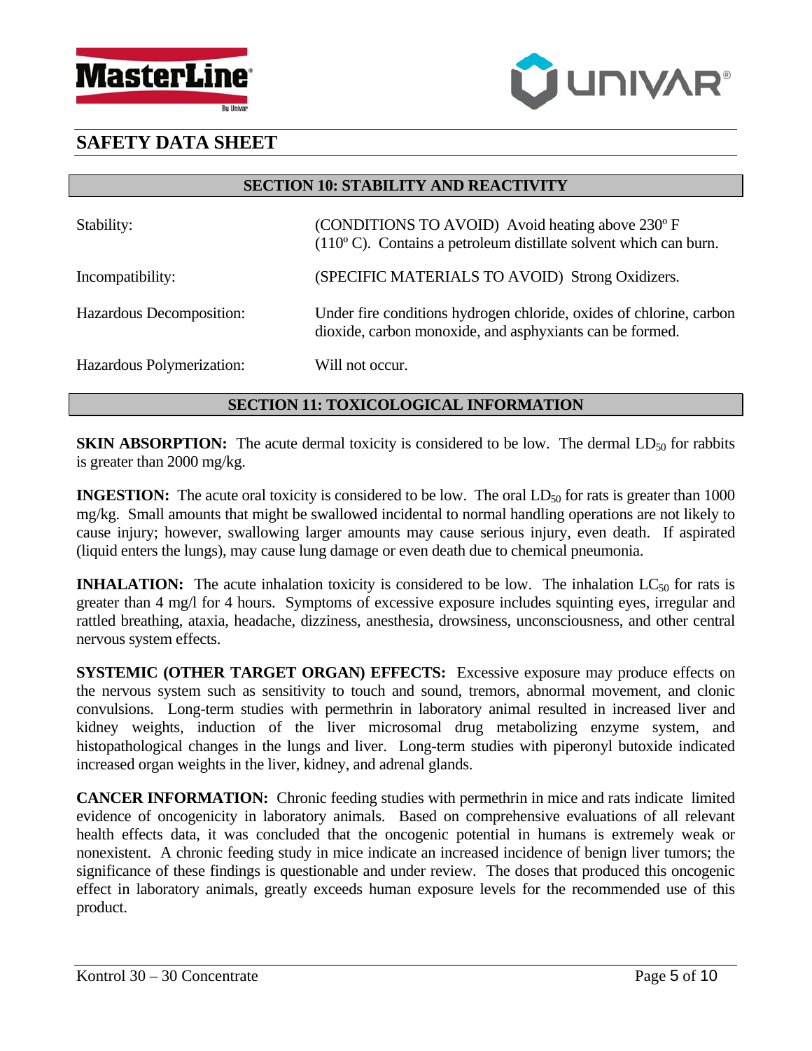# SAFETY DATA SHEET

## SECTION 10: STABILITY AND REACTIVITY

| | |
|---|---|
| Stability: | (CONDITIONS TO AVOID) Avoid heating above 230º F (110º C). Contains a petroleum distillate solvent which can burn. |
| Incompatibility: | (SPECIFIC MATERIALS TO AVOID) Strong Oxidizers. |
| Hazardous Decomposition: | Under fire conditions hydrogen chloride, oxides of chlorine, carbon dioxide, carbon monoxide, and asphyxiants can be formed. |
| Hazardous Polymerization: | Will not occur. |

## SECTION 11: TOXICOLOGICAL INFORMATION

**SKIN ABSORPTION:** The acute dermal toxicity is considered to be low. The dermal $LD_{50}$ for rabbits is greater than 2000 mg/kg.

**INGESTION:** The acute oral toxicity is considered to be low. The oral $LD_{50}$ for rats is greater than 1000 mg/kg. Small amounts that might be swallowed incidental to normal handling operations are not likely to cause injury; however, swallowing larger amounts may cause serious injury, even death. If aspirated (liquid enters the lungs), may cause lung damage or even death due to chemical pneumonia.

**INHALATION:** The acute inhalation toxicity is considered to be low. The inhalation $LC_{50}$ for rats is greater than 4 mg/l for 4 hours. Symptoms of excessive exposure includes squinting eyes, irregular and rattled breathing, ataxia, headache, dizziness, anesthesia, drowsiness, unconsciousness, and other central nervous system effects.

**SYSTEMIC (OTHER TARGET ORGAN) EFFECTS:** Excessive exposure may produce effects on the nervous system such as sensitivity to touch and sound, tremors, abnormal movement, and clonic convulsions. Long-term studies with permethrin in laboratory animal resulted in increased liver and kidney weights, induction of the liver microsomal drug metabolizing enzyme system, and histopathological changes in the lungs and liver. Long-term studies with piperonyl butoxide indicated increased organ weights in the liver, kidney, and adrenal glands.

**CANCER INFORMATION:** Chronic feeding studies with permethrin in mice and rats indicate limited evidence of oncogenicity in laboratory animals. Based on comprehensive evaluations of all relevant health effects data, it was concluded that the oncogenic potential in humans is extremely weak or nonexistent. A chronic feeding study in mice indicate an increased incidence of benign liver tumors; the significance of these findings is questionable and under review. The doses that produced this oncogenic effect in laboratory animals, greatly exceeds human exposure levels for the recommended use of this product.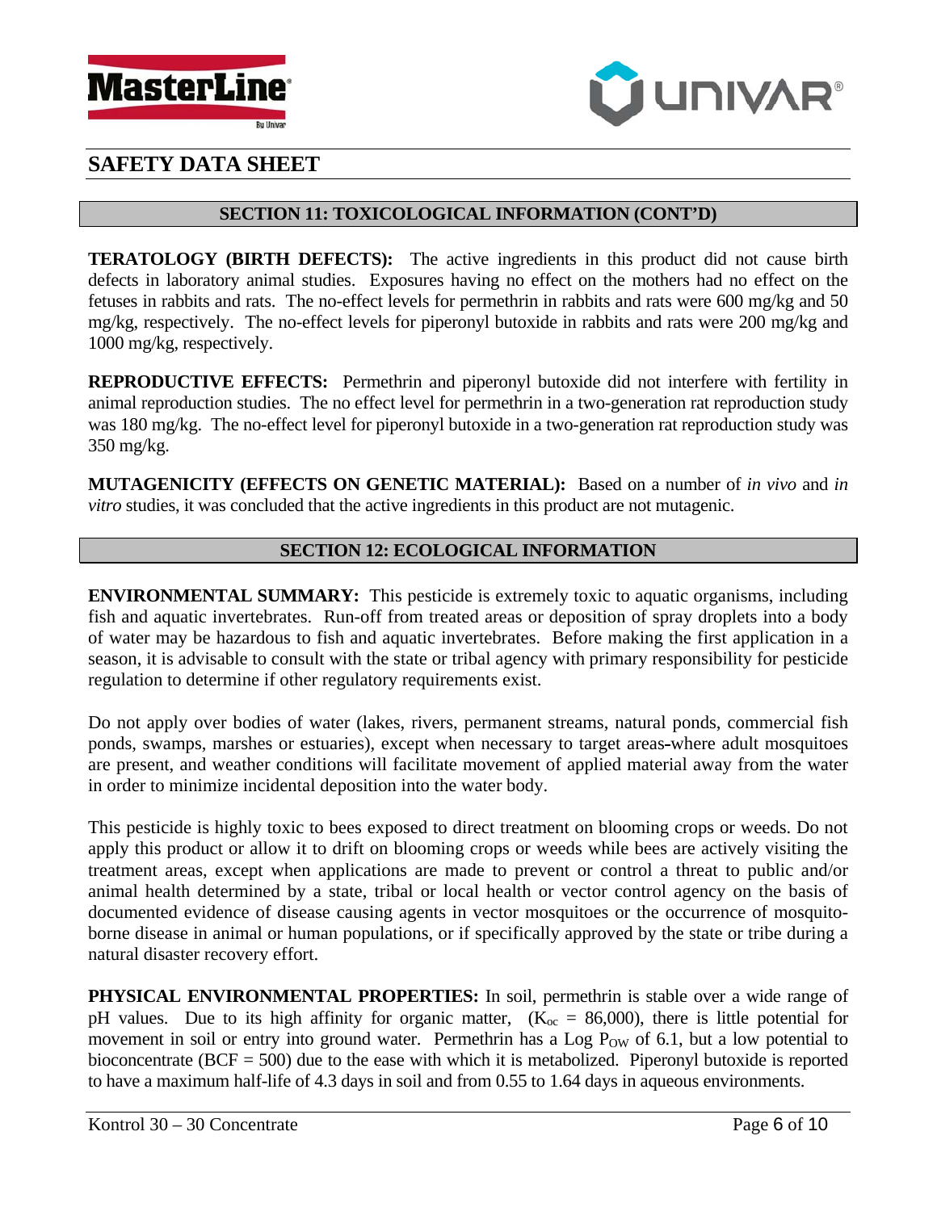# SAFETY DATA SHEET

## SECTION 11: TOXICOLOGICAL INFORMATION (CONT'D)

**TERATOLOGY (BIRTH DEFECTS):** The active ingredients in this product did not cause birth defects in laboratory animal studies. Exposures having no effect on the mothers had no effect on the fetuses in rabbits and rats. The no-effect levels for permethrin in rabbits and rats were 600 mg/kg and 50 mg/kg, respectively. The no-effect levels for piperonyl butoxide in rabbits and rats were 200 mg/kg and 1000 mg/kg, respectively.

**REPRODUCTIVE EFFECTS:** Permethrin and piperonyl butoxide did not interfere with fertility in animal reproduction studies. The no effect level for permethrin in a two-generation rat reproduction study was 180 mg/kg. The no-effect level for piperonyl butoxide in a two-generation rat reproduction study was 350 mg/kg.

**MUTAGENICITY (EFFECTS ON GENETIC MATERIAL):** Based on a number of *in vivo* and *in vitro* studies, it was concluded that the active ingredients in this product are not mutagenic.

## SECTION 12: ECOLOGICAL INFORMATION

**ENVIRONMENTAL SUMMARY:** This pesticide is extremely toxic to aquatic organisms, including fish and aquatic invertebrates. Run-off from treated areas or deposition of spray droplets into a body of water may be hazardous to fish and aquatic invertebrates. Before making the first application in a season, it is advisable to consult with the state or tribal agency with primary responsibility for pesticide regulation to determine if other regulatory requirements exist.

Do not apply over bodies of water (lakes, rivers, permanent streams, natural ponds, commercial fish ponds, swamps, marshes or estuaries), except when necessary to target areas-where adult mosquitoes are present, and weather conditions will facilitate movement of applied material away from the water in order to minimize incidental deposition into the water body.

This pesticide is highly toxic to bees exposed to direct treatment on blooming crops or weeds. Do not apply this product or allow it to drift on blooming crops or weeds while bees are actively visiting the treatment areas, except when applications are made to prevent or control a threat to public and/or animal health determined by a state, tribal or local health or vector control agency on the basis of documented evidence of disease causing agents in vector mosquitoes or the occurrence of mosquito-borne disease in animal or human populations, or if specifically approved by the state or tribe during a natural disaster recovery effort.

**PHYSICAL ENVIRONMENTAL PROPERTIES:** In soil, permethrin is stable over a wide range of pH values. Due to its high affinity for organic matter, ($K_{oc}$ = 86,000), there is little potential for movement in soil or entry into ground water. Permethrin has a Log $P_{OW}$ of 6.1, but a low potential to bioconcentrate (BCF = 500) due to the ease with which it is metabolized. Piperonyl butoxide is reported to have a maximum half-life of 4.3 days in soil and from 0.55 to 1.64 days in aqueous environments.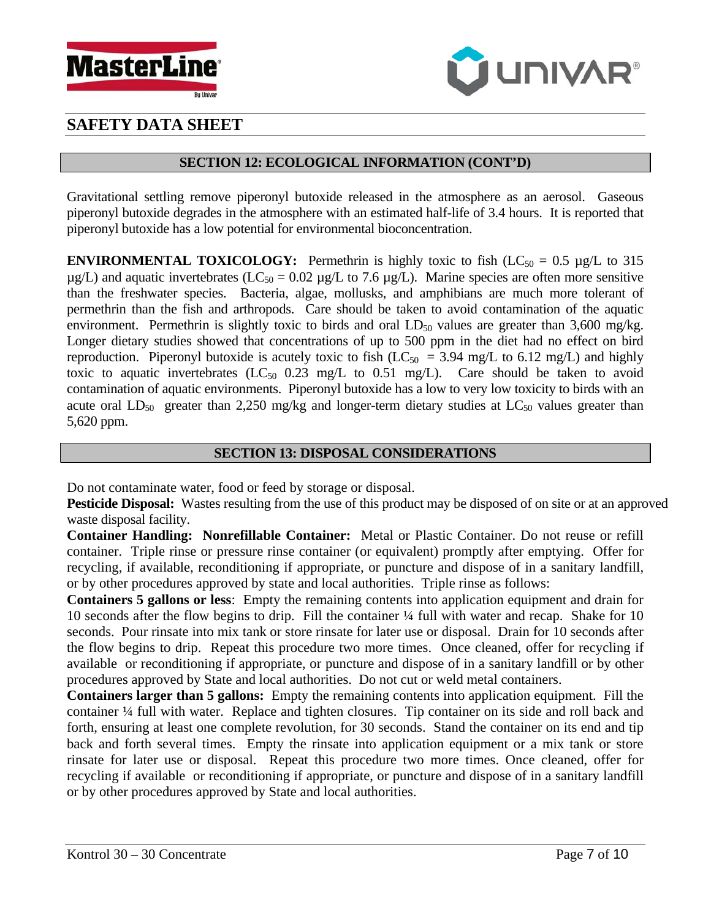# SAFETY DATA SHEET

## SECTION 12: ECOLOGICAL INFORMATION (CONT'D)

Gravitational settling remove piperonyl butoxide released in the atmosphere as an aerosol. Gaseous piperonyl butoxide degrades in the atmosphere with an estimated half-life of 3.4 hours. It is reported that piperonyl butoxide has a low potential for environmental bioconcentration.

**ENVIRONMENTAL TOXICOLOGY:** Permethrin is highly toxic to fish ($LC_{50}$ = 0.5 µg/L to 315 µg/L) and aquatic invertebrates ($LC_{50}$ = 0.02 µg/L to 7.6 µg/L). Marine species are often more sensitive than the freshwater species. Bacteria, algae, mollusks, and amphibians are much more tolerant of permethrin than the fish and arthropods. Care should be taken to avoid contamination of the aquatic environment. Permethrin is slightly toxic to birds and oral $LD_{50}$ values are greater than 3,600 mg/kg. Longer dietary studies showed that concentrations of up to 500 ppm in the diet had no effect on bird reproduction. Piperonyl butoxide is acutely toxic to fish ($LC_{50}$ = 3.94 mg/L to 6.12 mg/L) and highly toxic to aquatic invertebrates ($LC_{50}$ 0.23 mg/L to 0.51 mg/L). Care should be taken to avoid contamination of aquatic environments. Piperonyl butoxide has a low to very low toxicity to birds with an acute oral $LD_{50}$ greater than 2,250 mg/kg and longer-term dietary studies at $LC_{50}$ values greater than 5,620 ppm.

## SECTION 13: DISPOSAL CONSIDERATIONS

Do not contaminate water, food or feed by storage or disposal.

**Pesticide Disposal:** Wastes resulting from the use of this product may be disposed of on site or at an approved waste disposal facility.

**Container Handling: Nonrefillable Container:** Metal or Plastic Container. Do not reuse or refill container. Triple rinse or pressure rinse container (or equivalent) promptly after emptying. Offer for recycling, if available, reconditioning if appropriate, or puncture and dispose of in a sanitary landfill, or by other procedures approved by state and local authorities. Triple rinse as follows:

**Containers 5 gallons or less**: Empty the remaining contents into application equipment and drain for 10 seconds after the flow begins to drip. Fill the container ¼ full with water and recap. Shake for 10 seconds. Pour rinsate into mix tank or store rinsate for later use or disposal. Drain for 10 seconds after the flow begins to drip. Repeat this procedure two more times. Once cleaned, offer for recycling if available or reconditioning if appropriate, or puncture and dispose of in a sanitary landfill or by other procedures approved by State and local authorities. Do not cut or weld metal containers.

**Containers larger than 5 gallons:** Empty the remaining contents into application equipment. Fill the container ¼ full with water. Replace and tighten closures. Tip container on its side and roll back and forth, ensuring at least one complete revolution, for 30 seconds. Stand the container on its end and tip back and forth several times. Empty the rinsate into application equipment or a mix tank or store rinsate for later use or disposal. Repeat this procedure two more times. Once cleaned, offer for recycling if available or reconditioning if appropriate, or puncture and dispose of in a sanitary landfill or by other procedures approved by State and local authorities.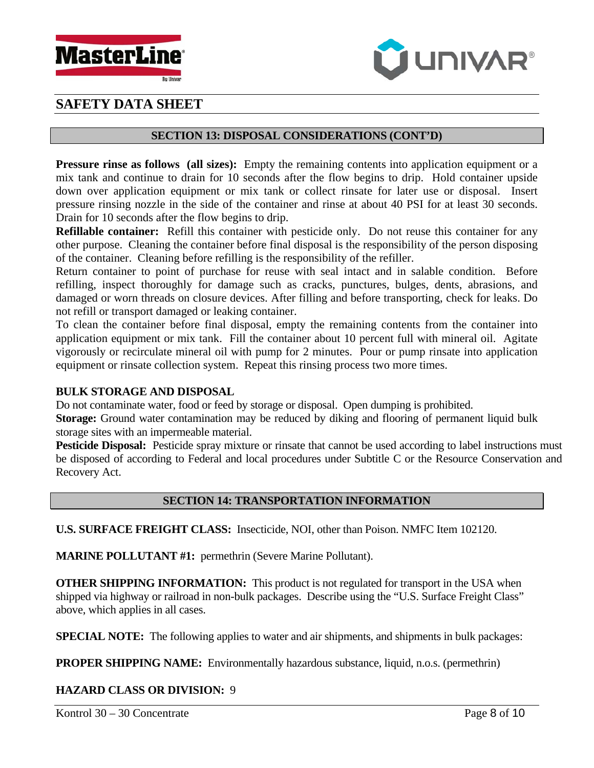## SECTION 13: DISPOSAL CONSIDERATIONS (CONT'D)

**Pressure rinse as follows (all sizes):** Empty the remaining contents into application equipment or a mix tank and continue to drain for 10 seconds after the flow begins to drip. Hold container upside down over application equipment or mix tank or collect rinsate for later use or disposal. Insert pressure rinsing nozzle in the side of the container and rinse at about 40 PSI for at least 30 seconds. Drain for 10 seconds after the flow begins to drip.

**Refillable container:** Refill this container with pesticide only. Do not reuse this container for any other purpose. Cleaning the container before final disposal is the responsibility of the person disposing of the container. Cleaning before refilling is the responsibility of the refiller.

Return container to point of purchase for reuse with seal intact and in salable condition. Before refilling, inspect thoroughly for damage such as cracks, punctures, bulges, dents, abrasions, and damaged or worn threads on closure devices. After filling and before transporting, check for leaks. Do not refill or transport damaged or leaking container.

To clean the container before final disposal, empty the remaining contents from the container into application equipment or mix tank. Fill the container about 10 percent full with mineral oil. Agitate vigorously or recirculate mineral oil with pump for 2 minutes. Pour or pump rinsate into application equipment or rinsate collection system. Repeat this rinsing process two more times.

**BULK STORAGE AND DISPOSAL**

Do not contaminate water, food or feed by storage or disposal. Open dumping is prohibited.

**Storage:** Ground water contamination may be reduced by diking and flooring of permanent liquid bulk storage sites with an impermeable material.

**Pesticide Disposal:** Pesticide spray mixture or rinsate that cannot be used according to label instructions must be disposed of according to Federal and local procedures under Subtitle C or the Resource Conservation and Recovery Act.

## SECTION 14: TRANSPORTATION INFORMATION

**U.S. SURFACE FREIGHT CLASS:** Insecticide, NOI, other than Poison. NMFC Item 102120.

**MARINE POLLUTANT #1:** permethrin (Severe Marine Pollutant).

**OTHER SHIPPING INFORMATION:** This product is not regulated for transport in the USA when shipped via highway or railroad in non-bulk packages. Describe using the "U.S. Surface Freight Class" above, which applies in all cases.

**SPECIAL NOTE:** The following applies to water and air shipments, and shipments in bulk packages:

**PROPER SHIPPING NAME:** Environmentally hazardous substance, liquid, n.o.s. (permethrin)

**HAZARD CLASS OR DIVISION:** 9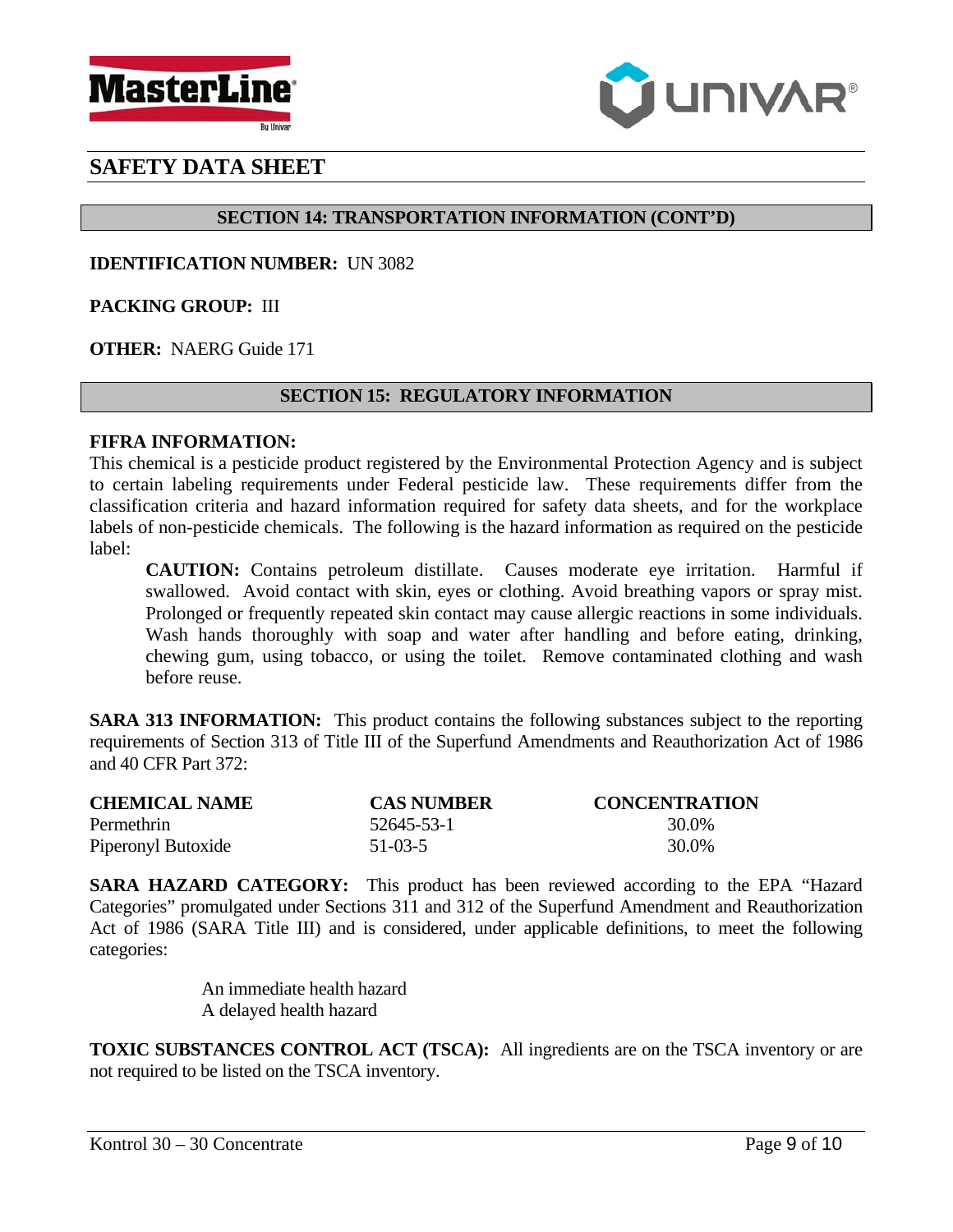## SECTION 14: TRANSPORTATION INFORMATION (CONT'D)

**IDENTIFICATION NUMBER:** UN 3082

**PACKING GROUP:** III

**OTHER:** NAERG Guide 171

## SECTION 15: REGULATORY INFORMATION

**FIFRA INFORMATION:**
This chemical is a pesticide product registered by the Environmental Protection Agency and is subject to certain labeling requirements under Federal pesticide law. These requirements differ from the classification criteria and hazard information required for safety data sheets, and for the workplace labels of non-pesticide chemicals. The following is the hazard information as required on the pesticide label:

> **CAUTION:** Contains petroleum distillate. Causes moderate eye irritation. Harmful if swallowed. Avoid contact with skin, eyes or clothing. Avoid breathing vapors or spray mist. Prolonged or frequently repeated skin contact may cause allergic reactions in some individuals. Wash hands thoroughly with soap and water after handling and before eating, drinking, chewing gum, using tobacco, or using the toilet. Remove contaminated clothing and wash before reuse.

**SARA 313 INFORMATION:** This product contains the following substances subject to the reporting requirements of Section 313 of Title III of the Superfund Amendments and Reauthorization Act of 1986 and 40 CFR Part 372:

| CHEMICAL NAME | CAS NUMBER | CONCENTRATION |
| --- | --- | --- |
| Permethrin | 52645-53-1 | 30.0% |
| Piperonyl Butoxide | 51-03-5 | 30.0% |

**SARA HAZARD CATEGORY:** This product has been reviewed according to the EPA "Hazard Categories" promulgated under Sections 311 and 312 of the Superfund Amendment and Reauthorization Act of 1986 (SARA Title III) and is considered, under applicable definitions, to meet the following categories:

An immediate health hazard
A delayed health hazard

**TOXIC SUBSTANCES CONTROL ACT (TSCA):** All ingredients are on the TSCA inventory or are not required to be listed on the TSCA inventory.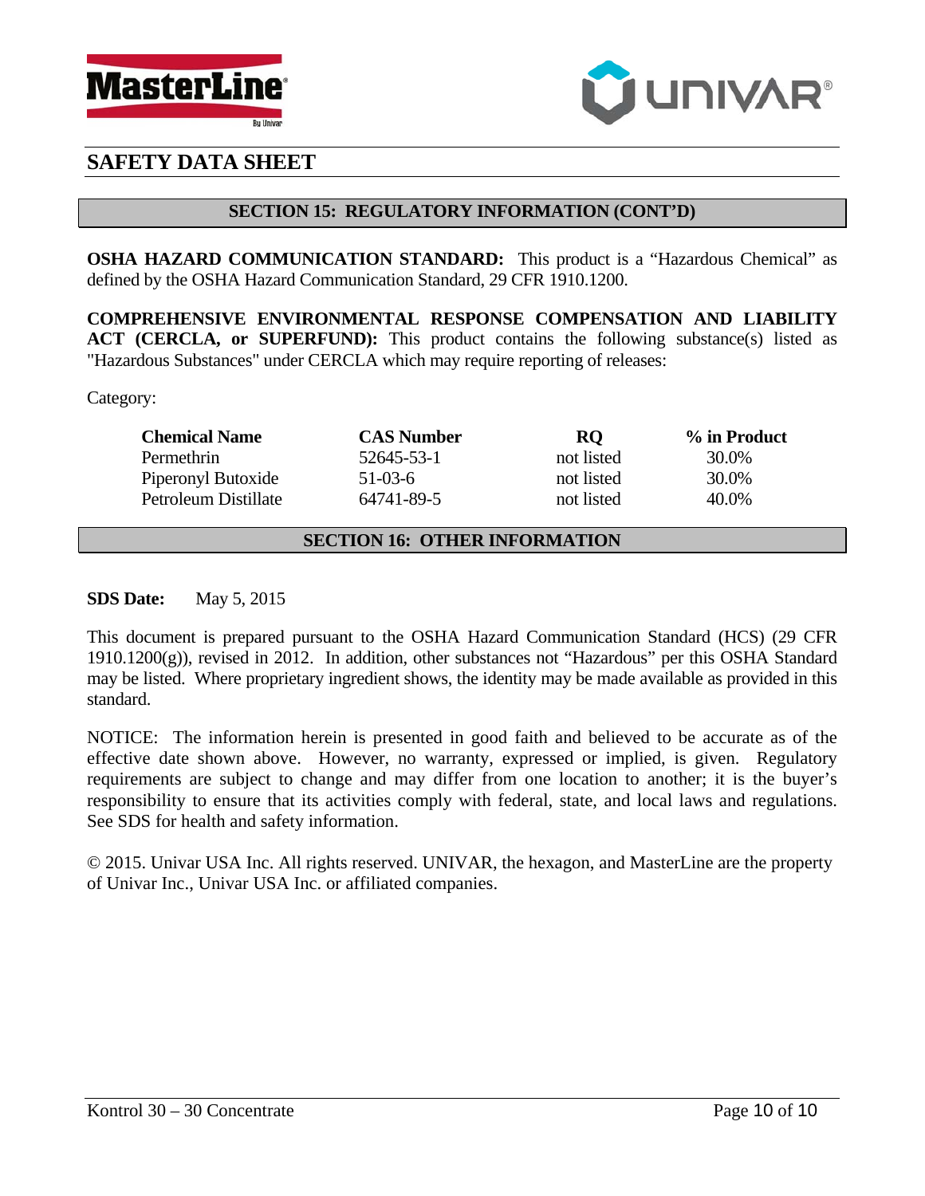## SAFETY DATA SHEET

### SECTION 15: REGULATORY INFORMATION (CONT'D)

**OSHA HAZARD COMMUNICATION STANDARD:** This product is a "Hazardous Chemical" as defined by the OSHA Hazard Communication Standard, 29 CFR 1910.1200.

**COMPREHENSIVE ENVIRONMENTAL RESPONSE COMPENSATION AND LIABILITY ACT (CERCLA, or SUPERFUND):** This product contains the following substance(s) listed as "Hazardous Substances" under CERCLA which may require reporting of releases:

Category:

| Chemical Name | CAS Number | RQ | % in Product |
|---|---|---|---|
| Permethrin | 52645-53-1 | not listed | 30.0% |
| Piperonyl Butoxide | 51-03-6 | not listed | 30.0% |
| Petroleum Distillate | 64741-89-5 | not listed | 40.0% |

### SECTION 16: OTHER INFORMATION

**SDS Date:** May 5, 2015

This document is prepared pursuant to the OSHA Hazard Communication Standard (HCS) (29 CFR 1910.1200(g)), revised in 2012. In addition, other substances not "Hazardous" per this OSHA Standard may be listed. Where proprietary ingredient shows, the identity may be made available as provided in this standard.

NOTICE: The information herein is presented in good faith and believed to be accurate as of the effective date shown above. However, no warranty, expressed or implied, is given. Regulatory requirements are subject to change and may differ from one location to another; it is the buyer's responsibility to ensure that its activities comply with federal, state, and local laws and regulations. See SDS for health and safety information.

© 2015. Univar USA Inc. All rights reserved. UNIVAR, the hexagon, and MasterLine are the property of Univar Inc., Univar USA Inc. or affiliated companies.